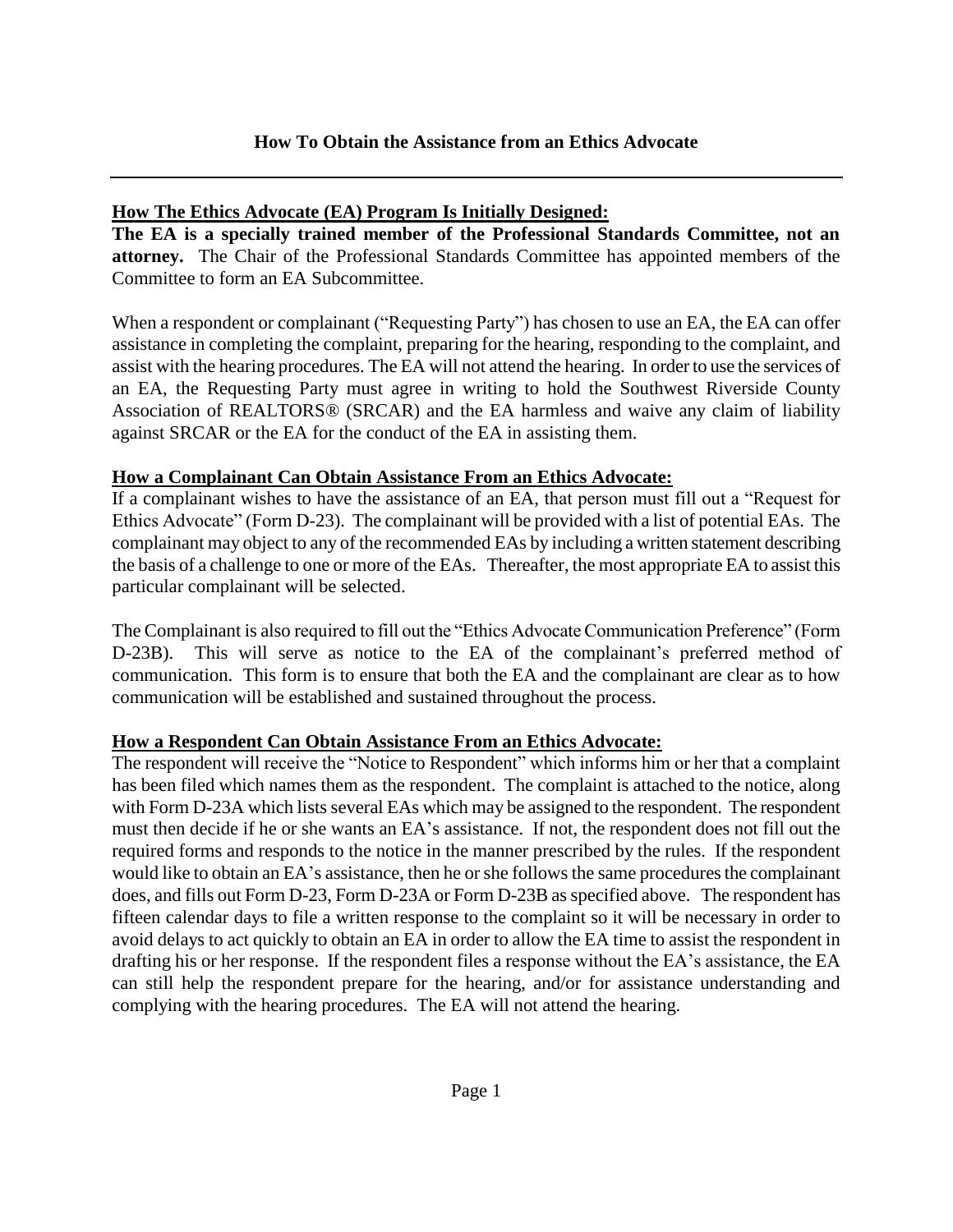## How To Obtain the Assistance from an Ethics Advocate

---

**How The Ethics Advocate (EA) Program Is Initially Designed:**

**The EA is a specially trained member of the Professional Standards Committee, not an attorney.** The Chair of the Professional Standards Committee has appointed members of the Committee to form an EA Subcommittee.

When a respondent or complainant ("Requesting Party") has chosen to use an EA, the EA can offer assistance in completing the complaint, preparing for the hearing, responding to the complaint, and assist with the hearing procedures. The EA will not attend the hearing. In order to use the services of an EA, the Requesting Party must agree in writing to hold the Southwest Riverside County Association of REALTORS® (SRCAR) and the EA harmless and waive any claim of liability against SRCAR or the EA for the conduct of the EA in assisting them.

**How a Complainant Can Obtain Assistance From an Ethics Advocate:**

If a complainant wishes to have the assistance of an EA, that person must fill out a "Request for Ethics Advocate" (Form D-23). The complainant will be provided with a list of potential EAs. The complainant may object to any of the recommended EAs by including a written statement describing the basis of a challenge to one or more of the EAs. Thereafter, the most appropriate EA to assist this particular complainant will be selected.

The Complainant is also required to fill out the "Ethics Advocate Communication Preference" (Form D-23B). This will serve as notice to the EA of the complainant's preferred method of communication. This form is to ensure that both the EA and the complainant are clear as to how communication will be established and sustained throughout the process.

**How a Respondent Can Obtain Assistance From an Ethics Advocate:**

The respondent will receive the "Notice to Respondent" which informs him or her that a complaint has been filed which names them as the respondent. The complaint is attached to the notice, along with Form D-23A which lists several EAs which may be assigned to the respondent. The respondent must then decide if he or she wants an EA's assistance. If not, the respondent does not fill out the required forms and responds to the notice in the manner prescribed by the rules. If the respondent would like to obtain an EA's assistance, then he or she follows the same procedures the complainant does, and fills out Form D-23, Form D-23A or Form D-23B as specified above. The respondent has fifteen calendar days to file a written response to the complaint so it will be necessary in order to avoid delays to act quickly to obtain an EA in order to allow the EA time to assist the respondent in drafting his or her response. If the respondent files a response without the EA's assistance, the EA can still help the respondent prepare for the hearing, and/or for assistance understanding and complying with the hearing procedures. The EA will not attend the hearing.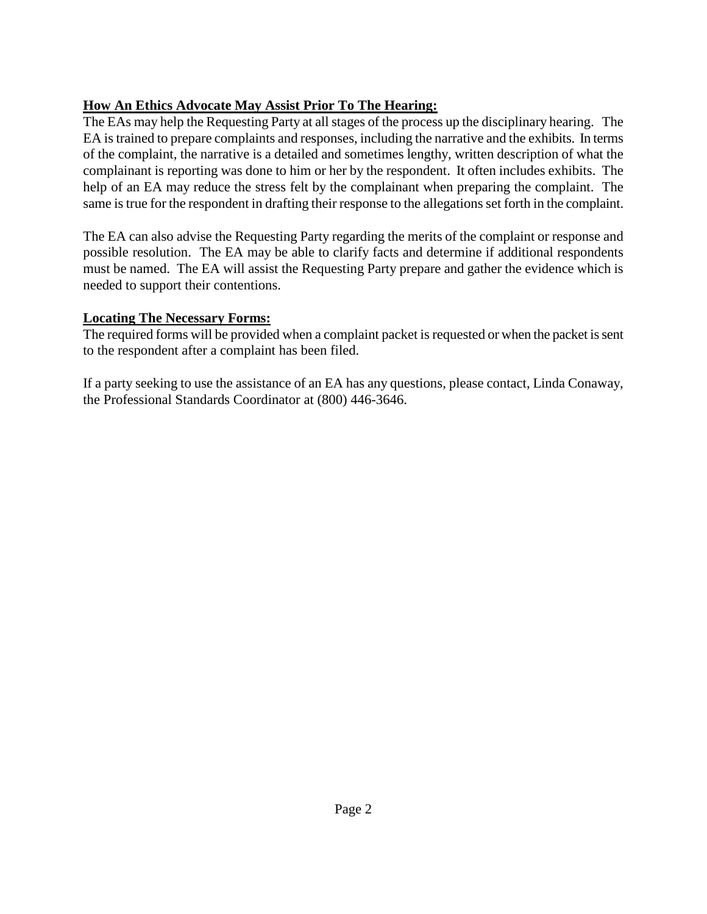**<u>How An Ethics Advocate May Assist Prior To The Hearing:</u>**

The EAs may help the Requesting Party at all stages of the process up the disciplinary hearing. The EA is trained to prepare complaints and responses, including the narrative and the exhibits. In terms of the complaint, the narrative is a detailed and sometimes lengthy, written description of what the complainant is reporting was done to him or her by the respondent. It often includes exhibits. The help of an EA may reduce the stress felt by the complainant when preparing the complaint. The same is true for the respondent in drafting their response to the allegations set forth in the complaint.

The EA can also advise the Requesting Party regarding the merits of the complaint or response and possible resolution. The EA may be able to clarify facts and determine if additional respondents must be named. The EA will assist the Requesting Party prepare and gather the evidence which is needed to support their contentions.

**<u>Locating The Necessary Forms:</u>**

The required forms will be provided when a complaint packet is requested or when the packet is sent to the respondent after a complaint has been filed.

If a party seeking to use the assistance of an EA has any questions, please contact, Linda Conaway, the Professional Standards Coordinator at (800) 446-3646.